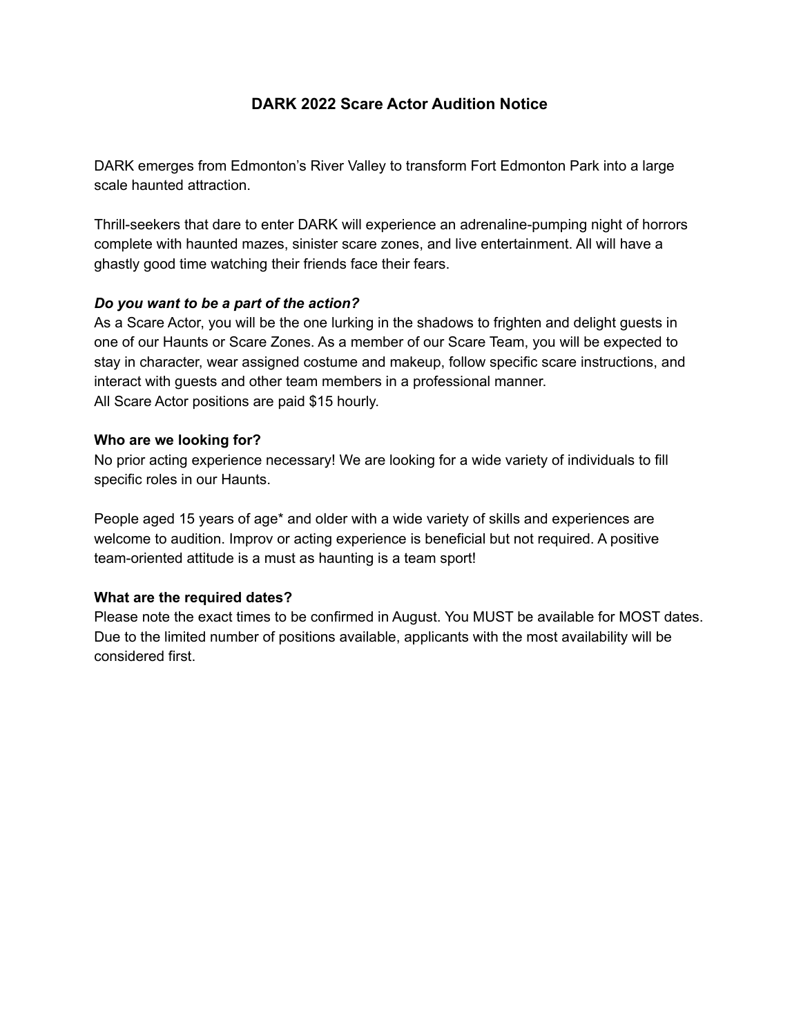# DARK 2022 Scare Actor Audition Notice

DARK emerges from Edmonton's River Valley to transform Fort Edmonton Park into a large scale haunted attraction.

Thrill-seekers that dare to enter DARK will experience an adrenaline-pumping night of horrors complete with haunted mazes, sinister scare zones, and live entertainment. All will have a ghastly good time watching their friends face their fears.

***Do you want to be a part of the action?***

As a Scare Actor, you will be the one lurking in the shadows to frighten and delight guests in one of our Haunts or Scare Zones. As a member of our Scare Team, you will be expected to stay in character, wear assigned costume and makeup, follow specific scare instructions, and interact with guests and other team members in a professional manner.
All Scare Actor positions are paid $15 hourly.

**Who are we looking for?**

No prior acting experience necessary! We are looking for a wide variety of individuals to fill specific roles in our Haunts.

People aged 15 years of age* and older with a wide variety of skills and experiences are welcome to audition. Improv or acting experience is beneficial but not required. A positive team-oriented attitude is a must as haunting is a team sport!

**What are the required dates?**

Please note the exact times to be confirmed in August. You MUST be available for MOST dates. Due to the limited number of positions available, applicants with the most availability will be considered first.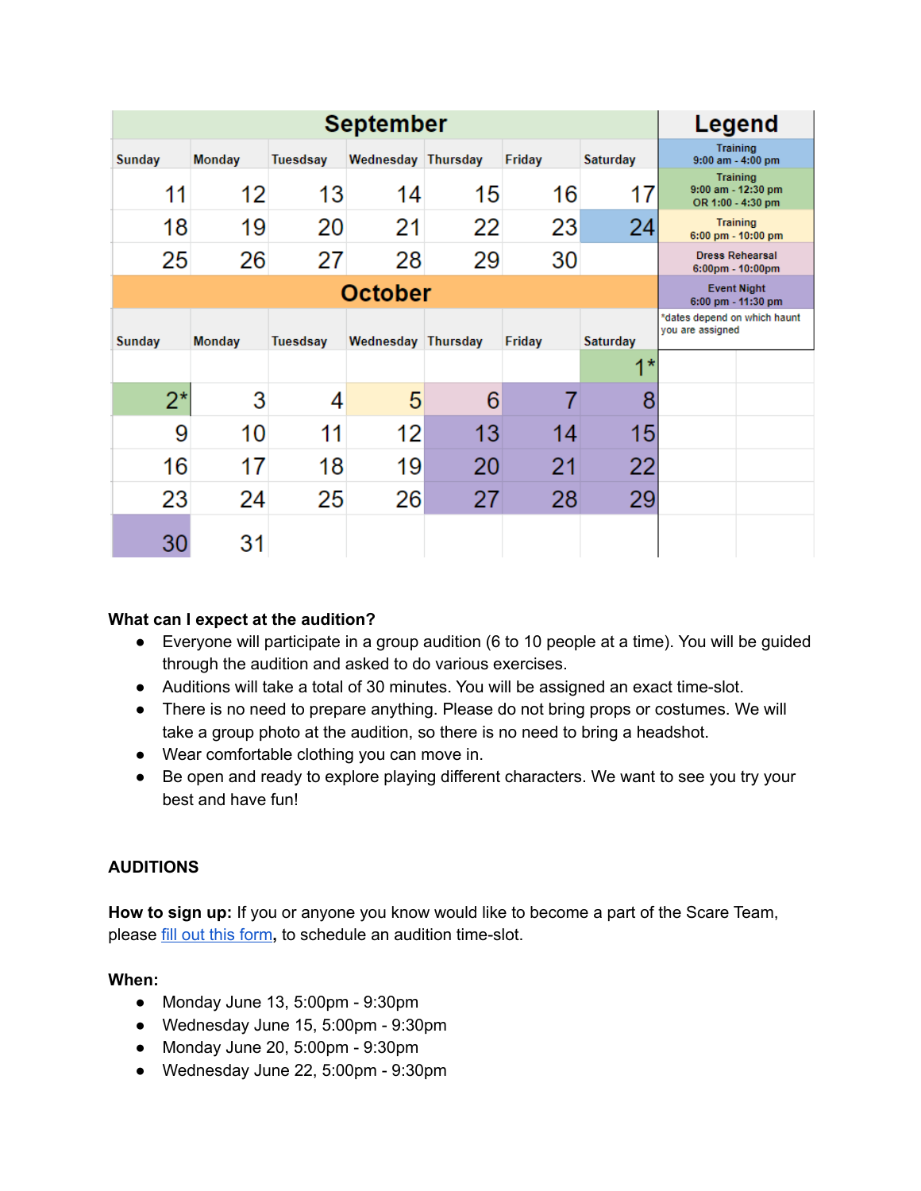## September

| Sunday | Monday | Tuesdsay | Wednesday | Thursday | Friday | Saturday |
|---|---|---|---|---|---|---|
| 11 | 12 | 13 | 14 | 15 | 16 | 17 |
| 18 | 19 | 20 | 21 | 22 | 23 | 24 |
| 25 | 26 | 27 | 28 | 29 | 30 | |

## October

| Sunday | Monday | Tuesdsay | Wednesday | Thursday | Friday | Saturday |
|---|---|---|---|---|---|---|
| | | | | | | 1* |
| 2* | 3 | 4 | 5 | 6 | 7 | 8 |
| 9 | 10 | 11 | 12 | 13 | 14 | 15 |
| 16 | 17 | 18 | 19 | 20 | 21 | 22 |
| 23 | 24 | 25 | 26 | 27 | 28 | 29 |
| 30 | 31 | | | | | |

## Legend

| Legend | Dates |
|---|---|
| Training 9:00 am - 4:00 pm | September 24 |
| Training 9:00 am - 12:30 pm OR 1:00 - 4:30 pm | October 1*, October 2* |
| Training 6:00 pm - 10:00 pm | October 5 |
| Dress Rehearsal 6:00pm - 10:00pm | October 6 |
| Event Night 6:00 pm - 11:30 pm | October 7, 8, 13, 14, 15, 20, 21, 22, 27, 28, 29, 30 |

*dates depend on which haunt you are assigned

**What can I expect at the audition?**

- Everyone will participate in a group audition (6 to 10 people at a time). You will be guided through the audition and asked to do various exercises.
- Auditions will take a total of 30 minutes. You will be assigned an exact time-slot.
- There is no need to prepare anything. Please do not bring props or costumes. We will take a group photo at the audition, so there is no need to bring a headshot.
- Wear comfortable clothing you can move in.
- Be open and ready to explore playing different characters. We want to see you try your best and have fun!

**AUDITIONS**

**How to sign up:** If you or anyone you know would like to become a part of the Scare Team, please fill out this form**,** to schedule an audition time-slot.

**When:**

- Monday June 13, 5:00pm - 9:30pm
- Wednesday June 15, 5:00pm - 9:30pm
- Monday June 20, 5:00pm - 9:30pm
- Wednesday June 22, 5:00pm - 9:30pm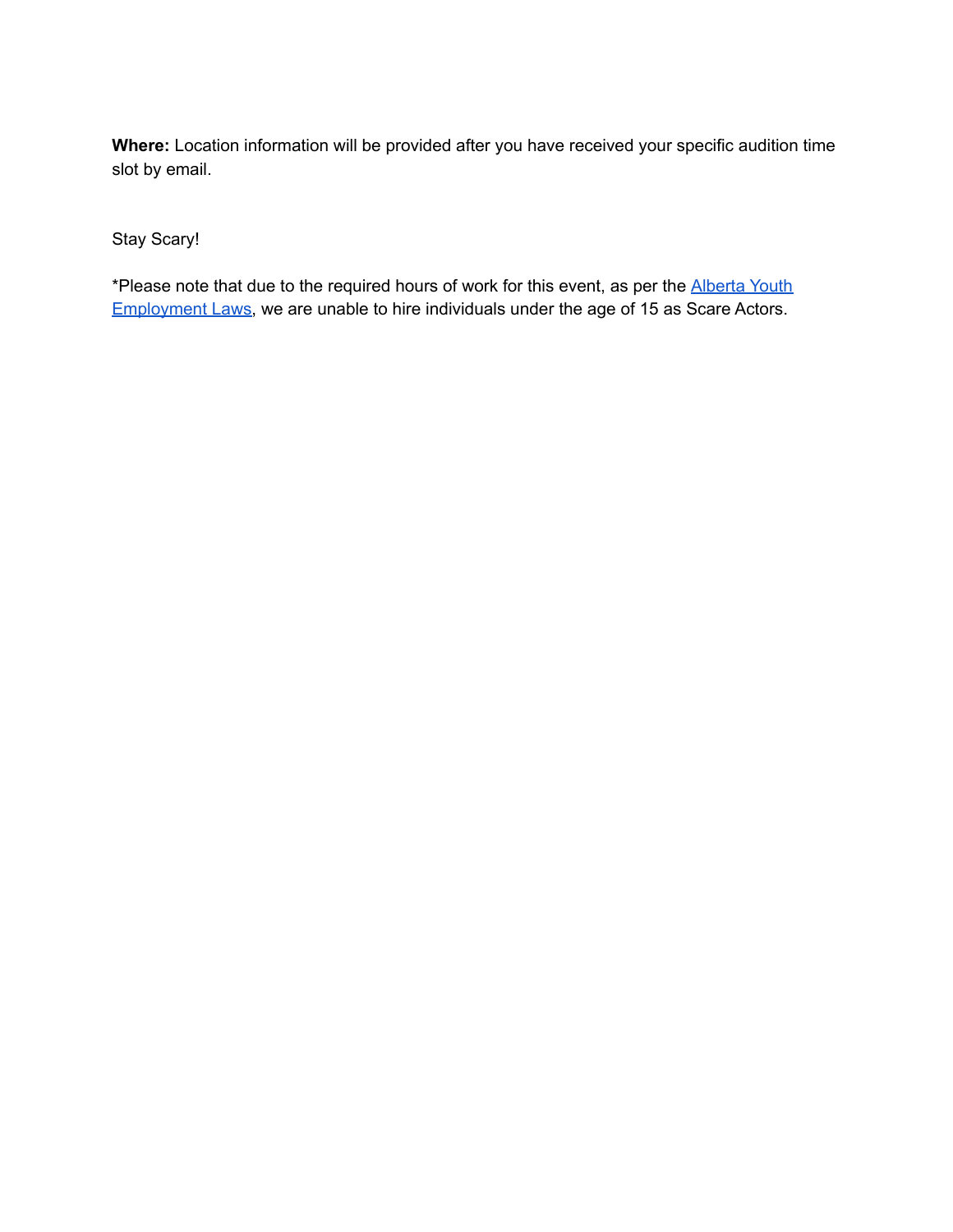**Where:** Location information will be provided after you have received your specific audition time slot by email.

Stay Scary!

*Please note that due to the required hours of work for this event, as per the Alberta Youth Employment Laws, we are unable to hire individuals under the age of 15 as Scare Actors.